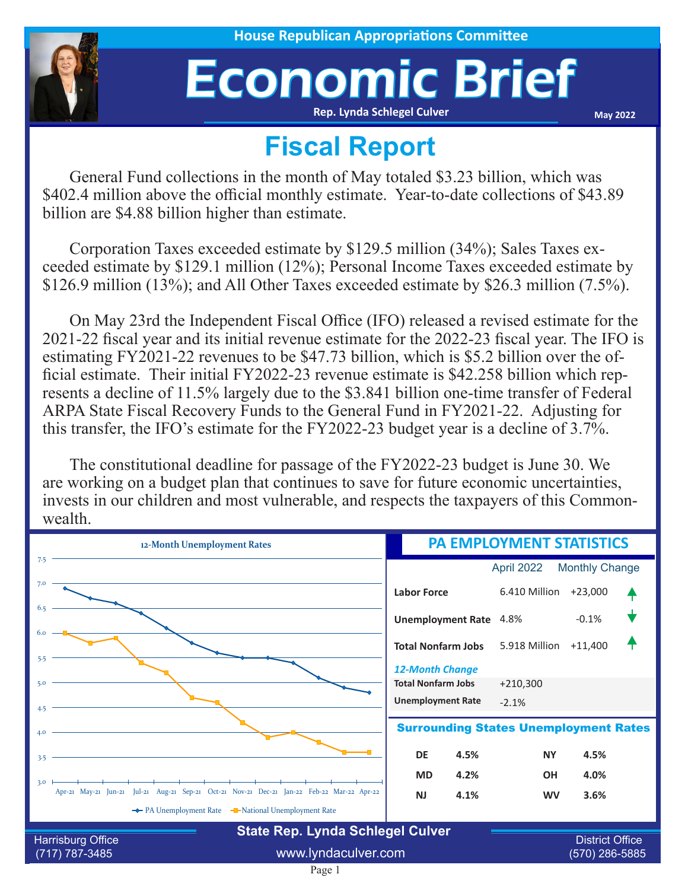House Republican Appropriations Committee

# Economic Brief

Rep. Lynda Schlegel Culver

May 2022

## Fiscal Report

General Fund collections in the month of May totaled $3.23 billion, which was $402.4 million above the official monthly estimate. Year-to-date collections of $43.89 billion are $4.88 billion higher than estimate.

Corporation Taxes exceeded estimate by $129.5 million (34%); Sales Taxes exceeded estimate by $129.1 million (12%); Personal Income Taxes exceeded estimate by $126.9 million (13%); and All Other Taxes exceeded estimate by $26.3 million (7.5%).

On May 23rd the Independent Fiscal Office (IFO) released a revised estimate for the 2021-22 fiscal year and its initial revenue estimate for the 2022-23 fiscal year. The IFO is estimating FY2021-22 revenues to be $47.73 billion, which is $5.2 billion over the official estimate. Their initial FY2022-23 revenue estimate is $42.258 billion which represents a decline of 11.5% largely due to the $3.841 billion one-time transfer of Federal ARPA State Fiscal Recovery Funds to the General Fund in FY2021-22. Adjusting for this transfer, the IFO's estimate for the FY2022-23 budget year is a decline of 3.7%.

The constitutional deadline for passage of the FY2022-23 budget is June 30. We are working on a budget plan that continues to save for future economic uncertainties, invests in our children and most vulnerable, and respects the taxpayers of this Commonwealth.

**12-Month Unemployment Rates**

| Month | PA Unemployment Rate | National Unemployment Rate |
|---|---|---|
| Apr-21 | 6.9 | 6.0 |
| May-21 | 6.7 | 5.8 |
| Jun-21 | 6.6 | 5.9 |
| Jul-21 | 6.4 | 5.4 |
| Aug-21 | 6.1 | 5.2 |
| Sep-21 | 5.8 | 4.7 |
| Oct-21 | 5.6 | 4.6 |
| Nov-21 | 5.5 | 4.2 |
| Dec-21 | 5.5 | 3.9 |
| Jan-22 | 5.4 | 4.0 |
| Feb-22 | 5.1 | 3.8 |
| Mar-22 | 4.9 | 3.6 |
| Apr-22 | 4.8 | 3.6 |

## PA EMPLOYMENT STATISTICS

| | April 2022 | Monthly Change |
|---|---|---|
| **Labor Force** | 6.410 Million | +23,000 ↑ |
| **Unemployment Rate** | 4.8% | -0.1% ↓ |
| **Total Nonfarm Jobs** | 5.918 Million | +11,400 ↑ |

*12-Month Change*

| | |
|---|---|
| **Total Nonfarm Jobs** | +210,300 |
| **Unemployment Rate** | -2.1% |

**Surrounding States Unemployment Rates**

| State | Rate | State | Rate |
|---|---|---|---|
| DE | 4.5% | NY | 4.5% |
| MD | 4.2% | OH | 4.0% |
| NJ | 4.1% | WV | 3.6% |

**State Rep. Lynda Schlegel Culver**

Harrisburg Office (717) 787-3485 | www.lyndaculver.com | District Office (570) 286-5885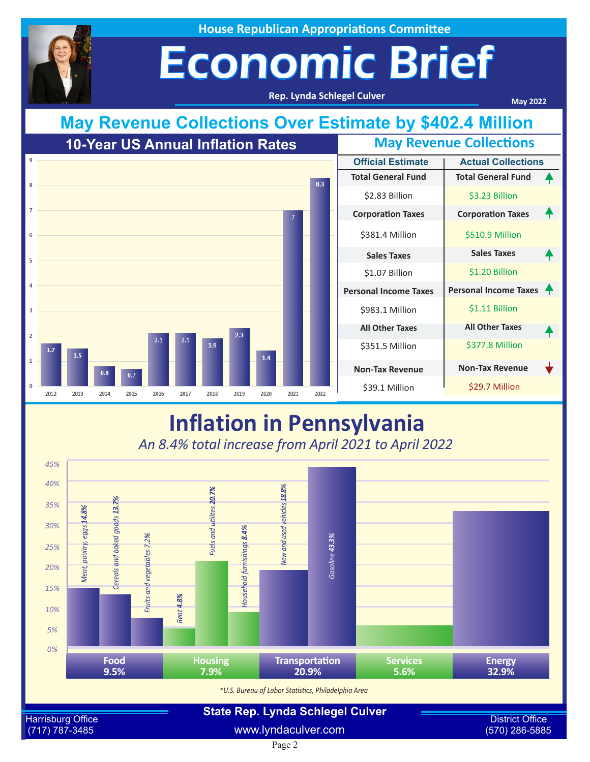House Republican Appropriations Committee

# Economic Brief

Rep. Lynda Schlegel Culver

May 2022

## May Revenue Collections Over Estimate by $402.4 Million

### 10-Year US Annual Inflation Rates

9
8
7
6
5
4
3
2
1
0

1.7 1.5 0.8 0.7 2.1 2.1 1.9 2.3 1.4 7 8.3

2012 2013 2014 2015 2016 2017 2018 2019 2020 2021 2022

### May Revenue Collections

| Official Estimate | Actual Collections |
|---|---|
| **Total General Fund** | **Total General Fund** ▲ |
| $2.83 Billion | $3.23 Billion |
| **Corporation Taxes** | **Corporation Taxes** ▲ |
| $381.4 Million | $510.9 Million |
| **Sales Taxes** | **Sales Taxes** ▲ |
| $1.07 Billion | $1.20 Billion |
| **Personal Income Taxes** | **Personal Income Taxes** ▲ |
| $983.1 Million | $1.11 Billion |
| **All Other Taxes** | **All Other Taxes** ▲ |
| $351.5 Million | $377.8 Million |
| **Non-Tax Revenue** | **Non-Tax Revenue** ▼ |
| $39.1 Million | $29.7 Million |

## Inflation in Pennsylvania

*An 8.4% total increase from April 2021 to April 2022*

45%
40%
35%
30%
25%
20%
15%
10%
5%
0%

Meat, poultry, eggs **14.8%**
Cereals and baked goods **13.7%**
Fruits and vegetables 7.2%
Rent **4.8%**
Fuels and utilites **20.7%**
Household furnishings **8.4%**
New and used vehicles **18.8%**
Gasoline **43.3%**

**Food** 9.5%
**Housing** 7.9%
**Transportation** 20.9%
**Services** 5.6%
**Energy** 32.9%

*\*U.S. Bureau of Labor Statistics, Philadelphia Area*

**State Rep. Lynda Schlegel Culver**

Harrisburg Office
(717) 787-3485

www.lyndaculver.com

District Office
(570) 286-5885